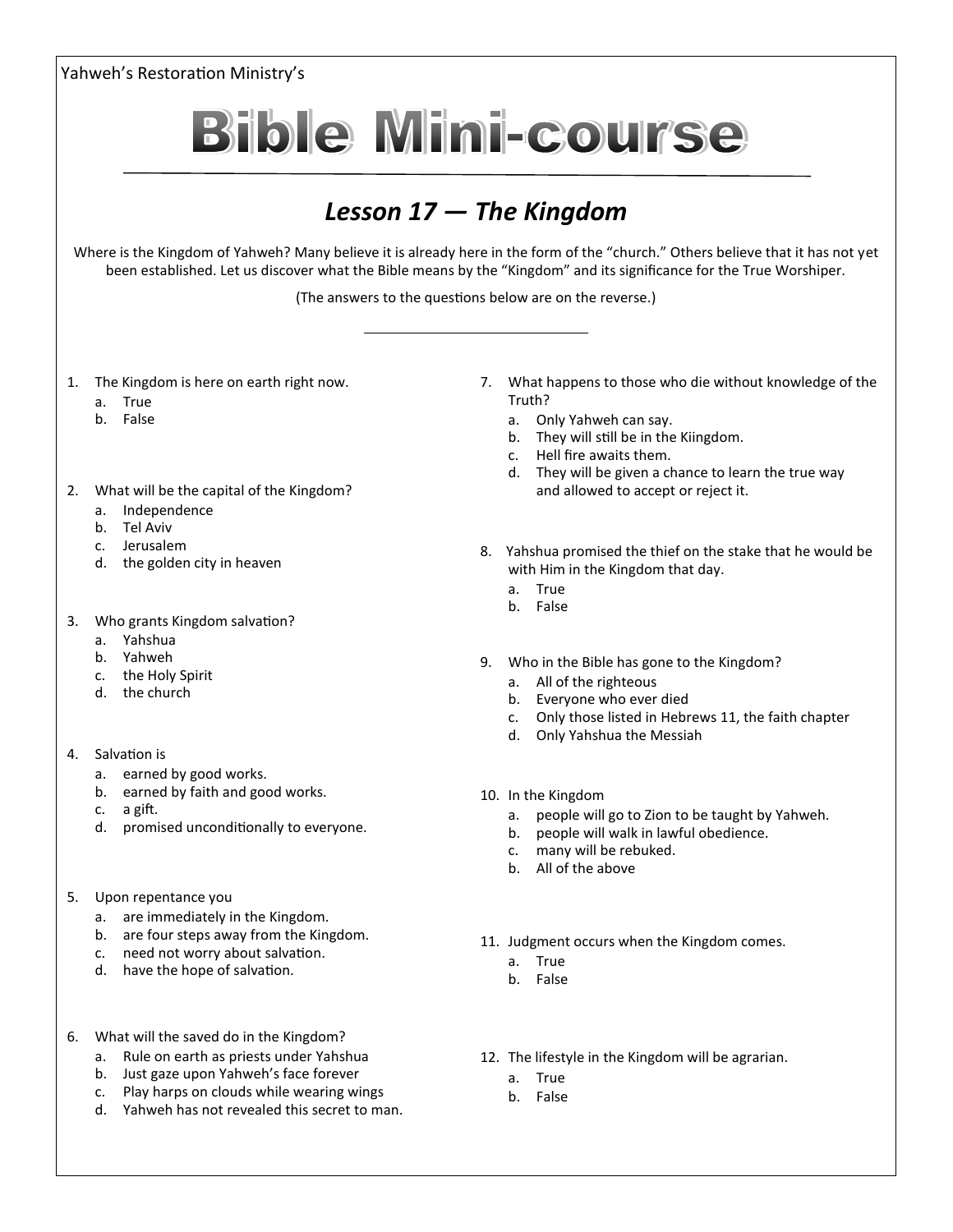Yahweh's Restoration Ministry's

# Bible Mini-course

## *Lesson 17 — The Kingdom*

Where is the Kingdom of Yahweh? Many believe it is already here in the form of the "church." Others believe that it has not yet been established. Let us discover what the Bible means by the "Kingdom" and its significance for the True Worshiper.

(The answers to the questions below are on the reverse.)

---

1. The Kingdom is here on earth right now.
   a. True
   b. False

2. What will be the capital of the Kingdom?
   a. Independence
   b. Tel Aviv
   c. Jerusalem
   d. the golden city in heaven

3. Who grants Kingdom salvation?
   a. Yahshua
   b. Yahweh
   c. the Holy Spirit
   d. the church

4. Salvation is
   a. earned by good works.
   b. earned by faith and good works.
   c. a gift.
   d. promised unconditionally to everyone.

5. Upon repentance you
   a. are immediately in the Kingdom.
   b. are four steps away from the Kingdom.
   c. need not worry about salvation.
   d. have the hope of salvation.

6. What will the saved do in the Kingdom?
   a. Rule on earth as priests under Yahshua
   b. Just gaze upon Yahweh's face forever
   c. Play harps on clouds while wearing wings
   d. Yahweh has not revealed this secret to man.

7. What happens to those who die without knowledge of the Truth?
   a. Only Yahweh can say.
   b. They will still be in the Kiingdom.
   c. Hell fire awaits them.
   d. They will be given a chance to learn the true way and allowed to accept or reject it.

8. Yahshua promised the thief on the stake that he would be with Him in the Kingdom that day.
   a. True
   b. False

9. Who in the Bible has gone to the Kingdom?
   a. All of the righteous
   b. Everyone who ever died
   c. Only those listed in Hebrews 11, the faith chapter
   d. Only Yahshua the Messiah

10. In the Kingdom
    a. people will go to Zion to be taught by Yahweh.
    b. people will walk in lawful obedience.
    c. many will be rebuked.
    b. All of the above

11. Judgment occurs when the Kingdom comes.
    a. True
    b. False

12. The lifestyle in the Kingdom will be agrarian.
    a. True
    b. False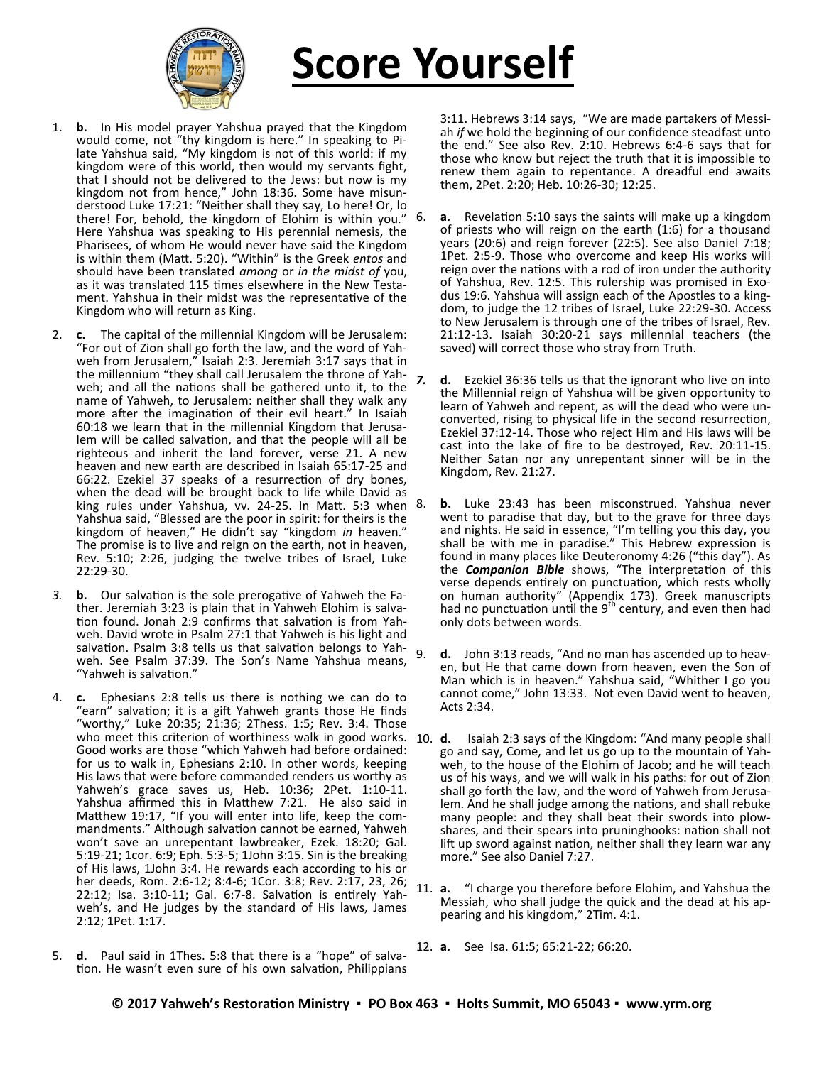# Score Yourself

1. **b.** In His model prayer Yahshua prayed that the Kingdom would come, not "thy kingdom is here." In speaking to Pilate Yahshua said, "My kingdom is not of this world: if my kingdom were of this world, then would my servants fight, that I should not be delivered to the Jews: but now is my kingdom not from hence," John 18:36. Some have misunderstood Luke 17:21: "Neither shall they say, Lo here! Or, lo there! For, behold, the kingdom of Elohim is within you." Here Yahshua was speaking to His perennial nemesis, the Pharisees, of whom He would never have said the Kingdom is within them (Matt. 5:20). "Within" is the Greek *entos* and should have been translated *among* or *in the midst of* you, as it was translated 115 times elsewhere in the New Testament. Yahshua in their midst was the representative of the Kingdom who will return as King.

2. **c.** The capital of the millennial Kingdom will be Jerusalem: "For out of Zion shall go forth the law, and the word of Yahweh from Jerusalem," Isaiah 2:3. Jeremiah 3:17 says that in the millennium "they shall call Jerusalem the throne of Yahweh; and all the nations shall be gathered unto it, to the name of Yahweh, to Jerusalem: neither shall they walk any more after the imagination of their evil heart." In Isaiah 60:18 we learn that in the millennial Kingdom that Jerusalem will be called salvation, and that the people will all be righteous and inherit the land forever, verse 21. A new heaven and new earth are described in Isaiah 65:17-25 and 66:22. Ezekiel 37 speaks of a resurrection of dry bones, when the dead will be brought back to life while David as king rules under Yahshua, vv. 24-25. In Matt. 5:3 when Yahshua said, "Blessed are the poor in spirit: for theirs is the kingdom of heaven," He didn't say "kingdom *in* heaven." The promise is to live and reign on the earth, not in heaven, Rev. 5:10; 2:26, judging the twelve tribes of Israel, Luke 22:29-30.

3. **b.** Our salvation is the sole prerogative of Yahweh the Father. Jeremiah 3:23 is plain that in Yahweh Elohim is salvation found. Jonah 2:9 confirms that salvation is from Yahweh. David wrote in Psalm 27:1 that Yahweh is his light and salvation. Psalm 3:8 tells us that salvation belongs to Yahweh. See Psalm 37:39. The Son's Name Yahshua means, "Yahweh is salvation."

4. **c.** Ephesians 2:8 tells us there is nothing we can do to "earn" salvation; it is a gift Yahweh grants those He finds "worthy," Luke 20:35; 21:36; 2Thess. 1:5; Rev. 3:4. Those who meet this criterion of worthiness walk in good works. Good works are those "which Yahweh had before ordained: for us to walk in, Ephesians 2:10. In other words, keeping His laws that were before commanded renders us worthy as Yahweh's grace saves us, Heb. 10:36; 2Pet. 1:10-11. Yahshua affirmed this in Matthew 7:21. He also said in Matthew 19:17, "If you will enter into life, keep the commandments." Although salvation cannot be earned, Yahweh won't save an unrepentant lawbreaker, Ezek. 18:20; Gal. 5:19-21; 1cor. 6:9; Eph. 5:3-5; 1John 3:15. Sin is the breaking of His laws, 1John 3:4. He rewards each according to his or her deeds, Rom. 2:6-12; 8:4-6; 1Cor. 3:8; Rev. 2:17, 23, 26; 22:12; Isa. 3:10-11; Gal. 6:7-8. Salvation is entirely Yahweh's, and He judges by the standard of His laws, James 2:12; 1Pet. 1:17.

5. **d.** Paul said in 1Thes. 5:8 that there is a "hope" of salvation. He wasn't even sure of his own salvation, Philippians 3:11. Hebrews 3:14 says, "We are made partakers of Messiah *if* we hold the beginning of our confidence steadfast unto the end." See also Rev. 2:10. Hebrews 6:4-6 says that for those who know but reject the truth that it is impossible to renew them again to repentance. A dreadful end awaits them, 2Pet. 2:20; Heb. 10:26-30; 12:25.

6. **a.** Revelation 5:10 says the saints will make up a kingdom of priests who will reign on the earth (1:6) for a thousand years (20:6) and reign forever (22:5). See also Daniel 7:18; 1Pet. 2:5-9. Those who overcome and keep His works will reign over the nations with a rod of iron under the authority of Yahshua, Rev. 12:5. This rulership was promised in Exodus 19:6. Yahshua will assign each of the Apostles to a kingdom, to judge the 12 tribes of Israel, Luke 22:29-30. Access to New Jerusalem is through one of the tribes of Israel, Rev. 21:12-13. Isaiah 30:20-21 says millennial teachers (the saved) will correct those who stray from Truth.

7. **d.** Ezekiel 36:36 tells us that the ignorant who live on into the Millennial reign of Yahshua will be given opportunity to learn of Yahweh and repent, as will the dead who were unconverted, rising to physical life in the second resurrection, Ezekiel 37:12-14. Those who reject Him and His laws will be cast into the lake of fire to be destroyed, Rev. 20:11-15. Neither Satan nor any unrepentant sinner will be in the Kingdom, Rev. 21:27.

8. **b.** Luke 23:43 has been misconstrued. Yahshua never went to paradise that day, but to the grave for three days and nights. He said in essence, "I'm telling you this day, you shall be with me in paradise." This Hebrew expression is found in many places like Deuteronomy 4:26 ("this day"). As the ***Companion Bible*** shows, "The interpretation of this verse depends entirely on punctuation, which rests wholly on human authority" (Appendix 173). Greek manuscripts had no punctuation until the 9th century, and even then had only dots between words.

9. **d.** John 3:13 reads, "And no man has ascended up to heaven, but He that came down from heaven, even the Son of Man which is in heaven." Yahshua said, "Whither I go you cannot come," John 13:33. Not even David went to heaven, Acts 2:34.

10. **d.** Isaiah 2:3 says of the Kingdom: "And many people shall go and say, Come, and let us go up to the mountain of Yahweh, to the house of the Elohim of Jacob; and he will teach us of his ways, and we will walk in his paths: for out of Zion shall go forth the law, and the word of Yahweh from Jerusalem. And he shall judge among the nations, and shall rebuke many people: and they shall beat their swords into plowshares, and their spears into pruninghooks: nation shall not lift up sword against nation, neither shall they learn war any more." See also Daniel 7:27.

11. **a.** "I charge you therefore before Elohim, and Yahshua the Messiah, who shall judge the quick and the dead at his appearing and his kingdom," 2Tim. 4:1.

12. **a.** See Isa. 61:5; 65:21-22; 66:20.

**© 2017 Yahweh's Restoration Ministry ▪ PO Box 463 ▪ Holts Summit, MO 65043 ▪ www.yrm.org**